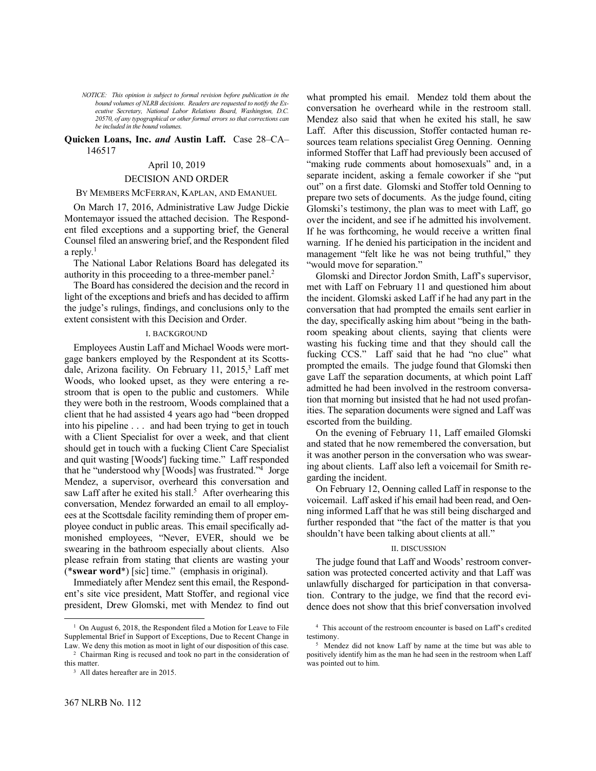*NOTICE: This opinion is subject to formal revision before publication in the bound volumes of NLRB decisions. Readers are requested to notify the Executive Secretary, National Labor Relations Board, Washington, D.C. 20570, of any typographical or other formal errors so that corrections can be included in the bound volumes.*

**Quicken Loans, Inc. *and* Austin Laff.** Case 28–CA–146517

April 10, 2019

DECISION AND ORDER

BY MEMBERS MCFERRAN, KAPLAN, AND EMANUEL

On March 17, 2016, Administrative Law Judge Dickie Montemayor issued the attached decision. The Respondent filed exceptions and a supporting brief, the General Counsel filed an answering brief, and the Respondent filed a reply.[1]

The National Labor Relations Board has delegated its authority in this proceeding to a three-member panel.[2]

The Board has considered the decision and the record in light of the exceptions and briefs and has decided to affirm the judge's rulings, findings, and conclusions only to the extent consistent with this Decision and Order.

## I. BACKGROUND

Employees Austin Laff and Michael Woods were mortgage bankers employed by the Respondent at its Scottsdale, Arizona facility. On February 11, 2015,[3] Laff met Woods, who looked upset, as they were entering a restroom that is open to the public and customers. While they were both in the restroom, Woods complained that a client that he had assisted 4 years ago had "been dropped into his pipeline . . . and had been trying to get in touch with a Client Specialist for over a week, and that client should get in touch with a fucking Client Care Specialist and quit wasting [Woods'] fucking time." Laff responded that he "understood why [Woods] was frustrated."[4] Jorge Mendez, a supervisor, overheard this conversation and saw Laff after he exited his stall.[5] After overhearing this conversation, Mendez forwarded an email to all employees at the Scottsdale facility reminding them of proper employee conduct in public areas. This email specifically admonished employees, "Never, EVER, should we be swearing in the bathroom especially about clients. Also please refrain from stating that clients are wasting your (***swear word***) [sic] time." (emphasis in original).

Immediately after Mendez sent this email, the Respondent's site vice president, Matt Stoffer, and regional vice president, Drew Glomski, met with Mendez to find out what prompted his email. Mendez told them about the conversation he overheard while in the restroom stall. Mendez also said that when he exited his stall, he saw Laff. After this discussion, Stoffer contacted human resources team relations specialist Greg Oenning. Oenning informed Stoffer that Laff had previously been accused of "making rude comments about homosexuals" and, in a separate incident, asking a female coworker if she "put out" on a first date. Glomski and Stoffer told Oenning to prepare two sets of documents. As the judge found, citing Glomski's testimony, the plan was to meet with Laff, go over the incident, and see if he admitted his involvement. If he was forthcoming, he would receive a written final warning. If he denied his participation in the incident and management "felt like he was not being truthful," they "would move for separation."

Glomski and Director Jordon Smith, Laff's supervisor, met with Laff on February 11 and questioned him about the incident. Glomski asked Laff if he had any part in the conversation that had prompted the emails sent earlier in the day, specifically asking him about "being in the bathroom speaking about clients, saying that clients were wasting his fucking time and that they should call the fucking CCS." Laff said that he had "no clue" what prompted the emails. The judge found that Glomski then gave Laff the separation documents, at which point Laff admitted he had been involved in the restroom conversation that morning but insisted that he had not used profanities. The separation documents were signed and Laff was escorted from the building.

On the evening of February 11, Laff emailed Glomski and stated that he now remembered the conversation, but it was another person in the conversation who was swearing about clients. Laff also left a voicemail for Smith regarding the incident.

On February 12, Oenning called Laff in response to the voicemail. Laff asked if his email had been read, and Oenning informed Laff that he was still being discharged and further responded that "the fact of the matter is that you shouldn't have been talking about clients at all."

## II. DISCUSSION

The judge found that Laff and Woods' restroom conversation was protected concerted activity and that Laff was unlawfully discharged for participation in that conversation. Contrary to the judge, we find that the record evidence does not show that this brief conversation involved

---

[1] On August 6, 2018, the Respondent filed a Motion for Leave to File Supplemental Brief in Support of Exceptions, Due to Recent Change in Law. We deny this motion as moot in light of our disposition of this case.

[2] Chairman Ring is recused and took no part in the consideration of this matter.

[3] All dates hereafter are in 2015.

[4] This account of the restroom encounter is based on Laff's credited testimony.

[5] Mendez did not know Laff by name at the time but was able to positively identify him as the man he had seen in the restroom when Laff was pointed out to him.

367 NLRB No. 112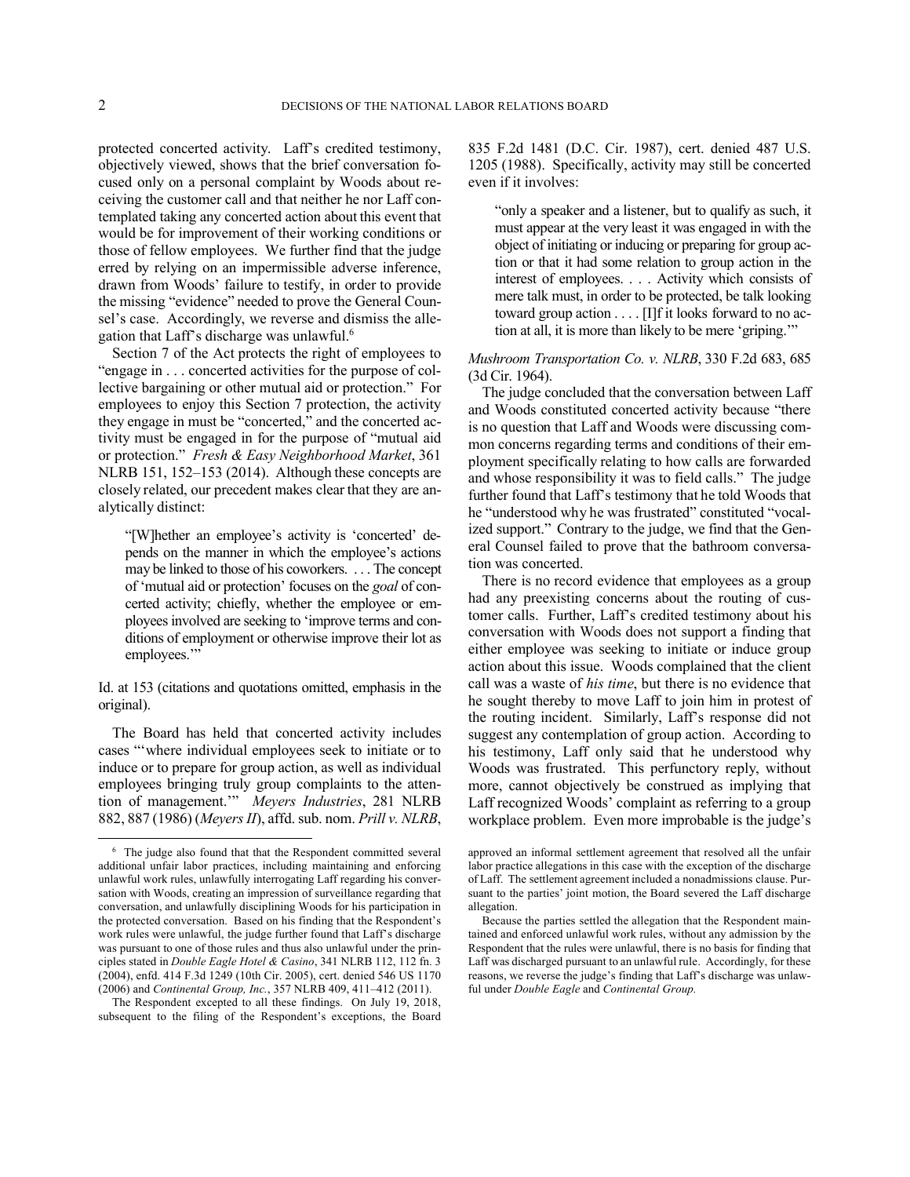protected concerted activity. Laff's credited testimony, objectively viewed, shows that the brief conversation focused only on a personal complaint by Woods about receiving the customer call and that neither he nor Laff contemplated taking any concerted action about this event that would be for improvement of their working conditions or those of fellow employees. We further find that the judge erred by relying on an impermissible adverse inference, drawn from Woods' failure to testify, in order to provide the missing "evidence" needed to prove the General Counsel's case. Accordingly, we reverse and dismiss the allegation that Laff's discharge was unlawful.[6]

Section 7 of the Act protects the right of employees to "engage in . . . concerted activities for the purpose of collective bargaining or other mutual aid or protection." For employees to enjoy this Section 7 protection, the activity they engage in must be "concerted," and the concerted activity must be engaged in for the purpose of "mutual aid or protection." *Fresh & Easy Neighborhood Market*, 361 NLRB 151, 152–153 (2014). Although these concepts are closely related, our precedent makes clear that they are analytically distinct:

> "[W]hether an employee's activity is 'concerted' depends on the manner in which the employee's actions may be linked to those of his coworkers. . . . The concept of 'mutual aid or protection' focuses on the *goal* of concerted activity; chiefly, whether the employee or employees involved are seeking to 'improve terms and conditions of employment or otherwise improve their lot as employees.'"

Id. at 153 (citations and quotations omitted, emphasis in the original).

The Board has held that concerted activity includes cases "'where individual employees seek to initiate or to induce or to prepare for group action, as well as individual employees bringing truly group complaints to the attention of management.'" *Meyers Industries*, 281 NLRB 882, 887 (1986) (*Meyers II*), affd. sub. nom. *Prill v. NLRB*, 835 F.2d 1481 (D.C. Cir. 1987), cert. denied 487 U.S. 1205 (1988). Specifically, activity may still be concerted even if it involves:

> "only a speaker and a listener, but to qualify as such, it must appear at the very least it was engaged in with the object of initiating or inducing or preparing for group action or that it had some relation to group action in the interest of employees. . . . Activity which consists of mere talk must, in order to be protected, be talk looking toward group action . . . . [I]f it looks forward to no action at all, it is more than likely to be mere 'griping.'"

*Mushroom Transportation Co. v. NLRB*, 330 F.2d 683, 685 (3d Cir. 1964).

The judge concluded that the conversation between Laff and Woods constituted concerted activity because "there is no question that Laff and Woods were discussing common concerns regarding terms and conditions of their employment specifically relating to how calls are forwarded and whose responsibility it was to field calls." The judge further found that Laff's testimony that he told Woods that he "understood why he was frustrated" constituted "vocalized support." Contrary to the judge, we find that the General Counsel failed to prove that the bathroom conversation was concerted.

There is no record evidence that employees as a group had any preexisting concerns about the routing of customer calls. Further, Laff's credited testimony about his conversation with Woods does not support a finding that either employee was seeking to initiate or induce group action about this issue. Woods complained that the client call was a waste of *his time*, but there is no evidence that he sought thereby to move Laff to join him in protest of the routing incident. Similarly, Laff's response did not suggest any contemplation of group action. According to his testimony, Laff only said that he understood why Woods was frustrated. This perfunctory reply, without more, cannot objectively be construed as implying that Laff recognized Woods' complaint as referring to a group workplace problem. Even more improbable is the judge's

---

[6] The judge also found that that the Respondent committed several additional unfair labor practices, including maintaining and enforcing unlawful work rules, unlawfully interrogating Laff regarding his conversation with Woods, creating an impression of surveillance regarding that conversation, and unlawfully disciplining Woods for his participation in the protected conversation. Based on his finding that the Respondent's work rules were unlawful, the judge further found that Laff's discharge was pursuant to one of those rules and thus also unlawful under the principles stated in *Double Eagle Hotel & Casino*, 341 NLRB 112, 112 fn. 3 (2004), enfd. 414 F.3d 1249 (10th Cir. 2005), cert. denied 546 US 1170 (2006) and *Continental Group, Inc.*, 357 NLRB 409, 411–412 (2011).

The Respondent excepted to all these findings. On July 19, 2018, subsequent to the filing of the Respondent's exceptions, the Board approved an informal settlement agreement that resolved all the unfair labor practice allegations in this case with the exception of the discharge of Laff. The settlement agreement included a nonadmissions clause. Pursuant to the parties' joint motion, the Board severed the Laff discharge allegation.

Because the parties settled the allegation that the Respondent maintained and enforced unlawful work rules, without any admission by the Respondent that the rules were unlawful, there is no basis for finding that Laff was discharged pursuant to an unlawful rule. Accordingly, for these reasons, we reverse the judge's finding that Laff's discharge was unlawful under *Double Eagle* and *Continental Group.*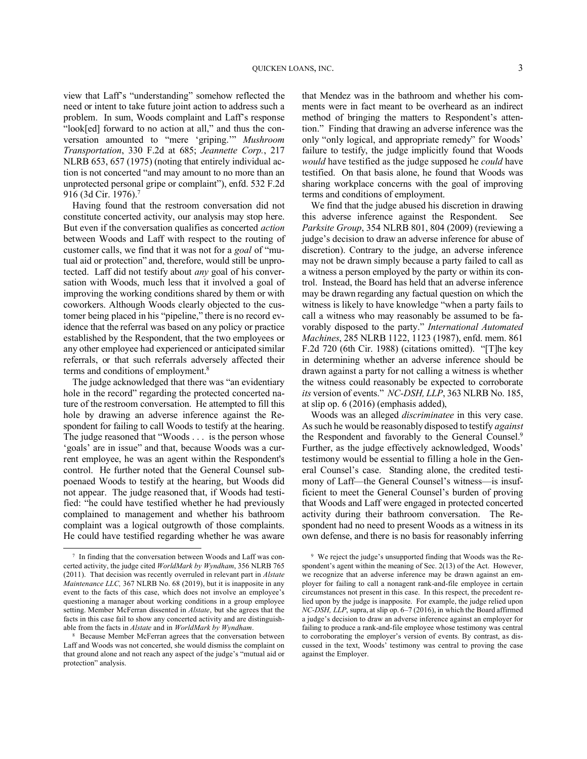view that Laff's "understanding" somehow reflected the need or intent to take future joint action to address such a problem. In sum, Woods complaint and Laff's response "look[ed] forward to no action at all," and thus the conversation amounted to "mere 'griping.'" *Mushroom Transportation*, 330 F.2d at 685; *Jeannette Corp.*, 217 NLRB 653, 657 (1975) (noting that entirely individual action is not concerted "and may amount to no more than an unprotected personal gripe or complaint"), enfd. 532 F.2d 916 (3d Cir. 1976).[7]

Having found that the restroom conversation did not constitute concerted activity, our analysis may stop here. But even if the conversation qualifies as concerted *action* between Woods and Laff with respect to the routing of customer calls, we find that it was not for a *goal* of "mutual aid or protection" and, therefore, would still be unprotected. Laff did not testify about *any* goal of his conversation with Woods, much less that it involved a goal of improving the working conditions shared by them or with coworkers. Although Woods clearly objected to the customer being placed in his "pipeline," there is no record evidence that the referral was based on any policy or practice established by the Respondent, that the two employees or any other employee had experienced or anticipated similar referrals, or that such referrals adversely affected their terms and conditions of employment.[8]

The judge acknowledged that there was "an evidentiary hole in the record" regarding the protected concerted nature of the restroom conversation. He attempted to fill this hole by drawing an adverse inference against the Respondent for failing to call Woods to testify at the hearing. The judge reasoned that "Woods . . . is the person whose 'goals' are in issue" and that, because Woods was a current employee, he was an agent within the Respondent's control. He further noted that the General Counsel subpoenaed Woods to testify at the hearing, but Woods did not appear. The judge reasoned that, if Woods had testified: "he could have testified whether he had previously complained to management and whether his bathroom complaint was a logical outgrowth of those complaints. He could have testified regarding whether he was aware that Mendez was in the bathroom and whether his comments were in fact meant to be overheard as an indirect method of bringing the matters to Respondent's attention." Finding that drawing an adverse inference was the only "only logical, and appropriate remedy" for Woods' failure to testify, the judge implicitly found that Woods *would* have testified as the judge supposed he *could* have testified. On that basis alone, he found that Woods was sharing workplace concerns with the goal of improving terms and conditions of employment.

We find that the judge abused his discretion in drawing this adverse inference against the Respondent. See *Parksite Group*, 354 NLRB 801, 804 (2009) (reviewing a judge's decision to draw an adverse inference for abuse of discretion). Contrary to the judge, an adverse inference may not be drawn simply because a party failed to call as a witness a person employed by the party or within its control. Instead, the Board has held that an adverse inference may be drawn regarding any factual question on which the witness is likely to have knowledge "when a party fails to call a witness who may reasonably be assumed to be favorably disposed to the party." *International Automated Machines*, 285 NLRB 1122, 1123 (1987), enfd. mem. 861 F.2d 720 (6th Cir. 1988) (citations omitted). "[T]he key in determining whether an adverse inference should be drawn against a party for not calling a witness is whether the witness could reasonably be expected to corroborate *its* version of events." *NC-DSH, LLP*, 363 NLRB No. 185, at slip op. 6 (2016) (emphasis added),

Woods was an alleged *discriminatee* in this very case. As such he would be reasonably disposed to testify *against* the Respondent and favorably to the General Counsel.[9] Further, as the judge effectively acknowledged, Woods' testimony would be essential to filling a hole in the General Counsel's case. Standing alone, the credited testimony of Laff—the General Counsel's witness—is insufficient to meet the General Counsel's burden of proving that Woods and Laff were engaged in protected concerted activity during their bathroom conversation. The Respondent had no need to present Woods as a witness in its own defense, and there is no basis for reasonably inferring

---

[7] In finding that the conversation between Woods and Laff was concerted activity, the judge cited *WorldMark by Wyndham*, 356 NLRB 765 (2011). That decision was recently overruled in relevant part in *Alstate Maintenance LLC,* 367 NLRB No. 68 (2019), but it is inapposite in any event to the facts of this case, which does not involve an employee's questioning a manager about working conditions in a group employee setting. Member McFerran dissented in *Alstate*, but she agrees that the facts in this case fail to show any concerted activity and are distinguishable from the facts in *Alstate* and in *WorldMark by Wyndham*.

[8] Because Member McFerran agrees that the conversation between Laff and Woods was not concerted, she would dismiss the complaint on that ground alone and not reach any aspect of the judge's "mutual aid or protection" analysis.

[9] We reject the judge's unsupported finding that Woods was the Respondent's agent within the meaning of Sec. 2(13) of the Act. However, we recognize that an adverse inference may be drawn against an employer for failing to call a nonagent rank-and-file employee in certain circumstances not present in this case. In this respect, the precedent relied upon by the judge is inapposite. For example, the judge relied upon *NC-DSH, LLP*, supra, at slip op. 6–7 (2016), in which the Board affirmed a judge's decision to draw an adverse inference against an employer for failing to produce a rank-and-file employee whose testimony was central to corroborating the employer's version of events. By contrast, as discussed in the text, Woods' testimony was central to proving the case against the Employer.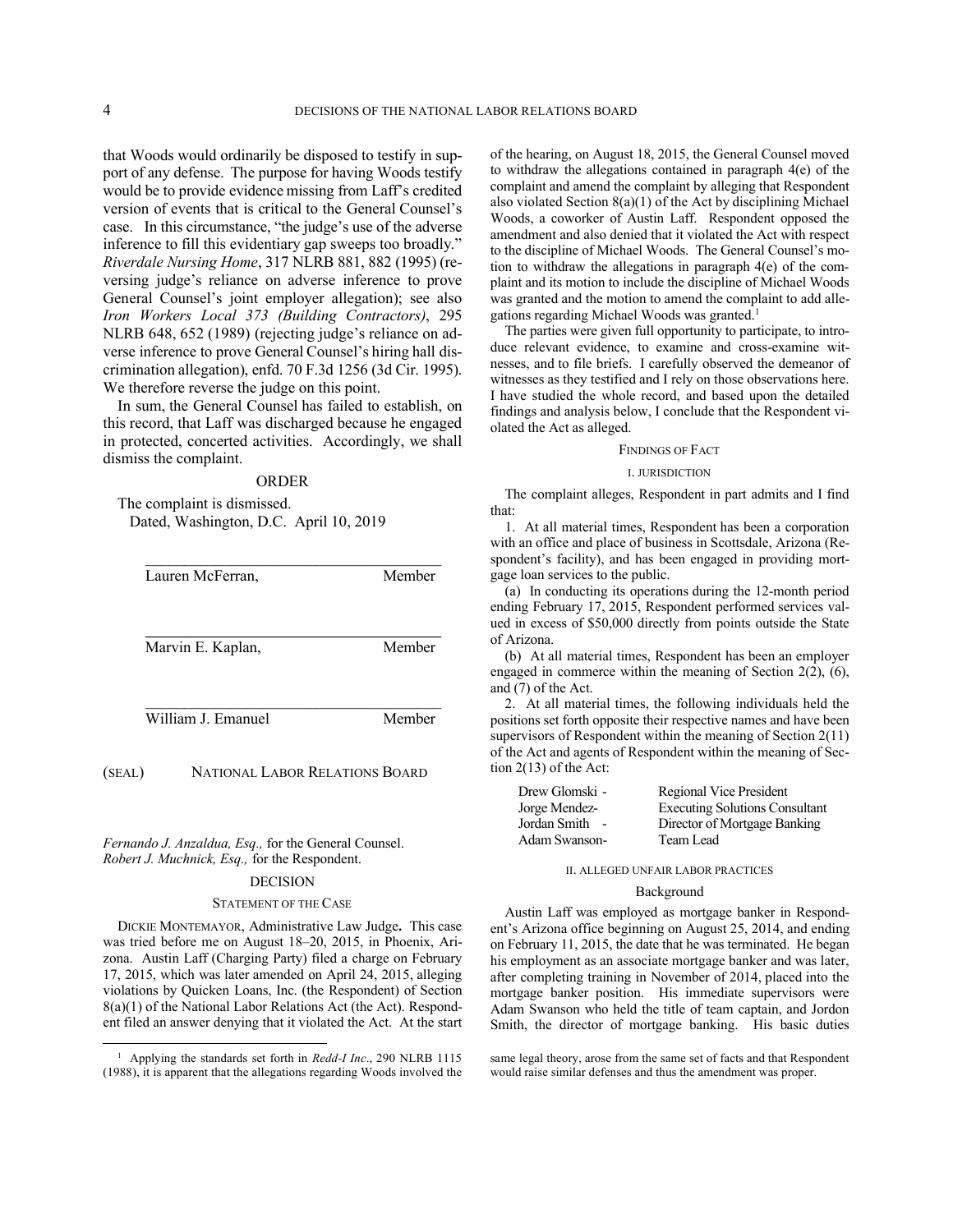that Woods would ordinarily be disposed to testify in support of any defense. The purpose for having Woods testify would be to provide evidence missing from Laff's credited version of events that is critical to the General Counsel's case. In this circumstance, "the judge's use of the adverse inference to fill this evidentiary gap sweeps too broadly." *Riverdale Nursing Home*, 317 NLRB 881, 882 (1995) (reversing judge's reliance on adverse inference to prove General Counsel's joint employer allegation); see also *Iron Workers Local 373 (Building Contractors)*, 295 NLRB 648, 652 (1989) (rejecting judge's reliance on adverse inference to prove General Counsel's hiring hall discrimination allegation), enfd. 70 F.3d 1256 (3d Cir. 1995). We therefore reverse the judge on this point.

In sum, the General Counsel has failed to establish, on this record, that Laff was discharged because he engaged in protected, concerted activities. Accordingly, we shall dismiss the complaint.

## ORDER

The complaint is dismissed.

Dated, Washington, D.C. April 10, 2019

______________________________________
Lauren McFerran, Member

______________________________________
Marvin E. Kaplan, Member

______________________________________
William J. Emanuel Member

(SEAL) NATIONAL LABOR RELATIONS BOARD

*Fernando J. Anzaldua, Esq.,* for the General Counsel.
*Robert J. Muchnick, Esq.,* for the Respondent.

## DECISION

### STATEMENT OF THE CASE

DICKIE MONTEMAYOR, Administrative Law Judge**.** This case was tried before me on August 18–20, 2015, in Phoenix, Arizona. Austin Laff (Charging Party) filed a charge on February 17, 2015, which was later amended on April 24, 2015, alleging violations by Quicken Loans, Inc. (the Respondent) of Section 8(a)(1) of the National Labor Relations Act (the Act). Respondent filed an answer denying that it violated the Act. At the start of the hearing, on August 18, 2015, the General Counsel moved to withdraw the allegations contained in paragraph 4(e) of the complaint and amend the complaint by alleging that Respondent also violated Section 8(a)(1) of the Act by disciplining Michael Woods, a coworker of Austin Laff. Respondent opposed the amendment and also denied that it violated the Act with respect to the discipline of Michael Woods. The General Counsel's motion to withdraw the allegations in paragraph 4(e) of the complaint and its motion to include the discipline of Michael Woods was granted and the motion to amend the complaint to add allegations regarding Michael Woods was granted.[1]

The parties were given full opportunity to participate, to introduce relevant evidence, to examine and cross-examine witnesses, and to file briefs. I carefully observed the demeanor of witnesses as they testified and I rely on those observations here. I have studied the whole record, and based upon the detailed findings and analysis below, I conclude that the Respondent violated the Act as alleged.

### FINDINGS OF FACT

#### I. JURISDICTION

The complaint alleges, Respondent in part admits and I find that:

1. At all material times, Respondent has been a corporation with an office and place of business in Scottsdale, Arizona (Respondent's facility), and has been engaged in providing mortgage loan services to the public.

(a) In conducting its operations during the 12-month period ending February 17, 2015, Respondent performed services valued in excess of $50,000 directly from points outside the State of Arizona.

(b) At all material times, Respondent has been an employer engaged in commerce within the meaning of Section 2(2), (6), and (7) of the Act.

2. At all material times, the following individuals held the positions set forth opposite their respective names and have been supervisors of Respondent within the meaning of Section 2(11) of the Act and agents of Respondent within the meaning of Section 2(13) of the Act:

| | |
|---|---|
| Drew Glomski - | Regional Vice President |
| Jorge Mendez- | Executing Solutions Consultant |
| Jordan Smith - | Director of Mortgage Banking |
| Adam Swanson- | Team Lead |

#### II. ALLEGED UNFAIR LABOR PRACTICES

##### Background

Austin Laff was employed as mortgage banker in Respondent's Arizona office beginning on August 25, 2014, and ending on February 11, 2015, the date that he was terminated. He began his employment as an associate mortgage banker and was later, after completing training in November of 2014, placed into the mortgage banker position. His immediate supervisors were Adam Swanson who held the title of team captain, and Jordon Smith, the director of mortgage banking. His basic duties

---

[1] Applying the standards set forth in *Redd-I Inc*., 290 NLRB 1115 (1988), it is apparent that the allegations regarding Woods involved the same legal theory, arose from the same set of facts and that Respondent would raise similar defenses and thus the amendment was proper.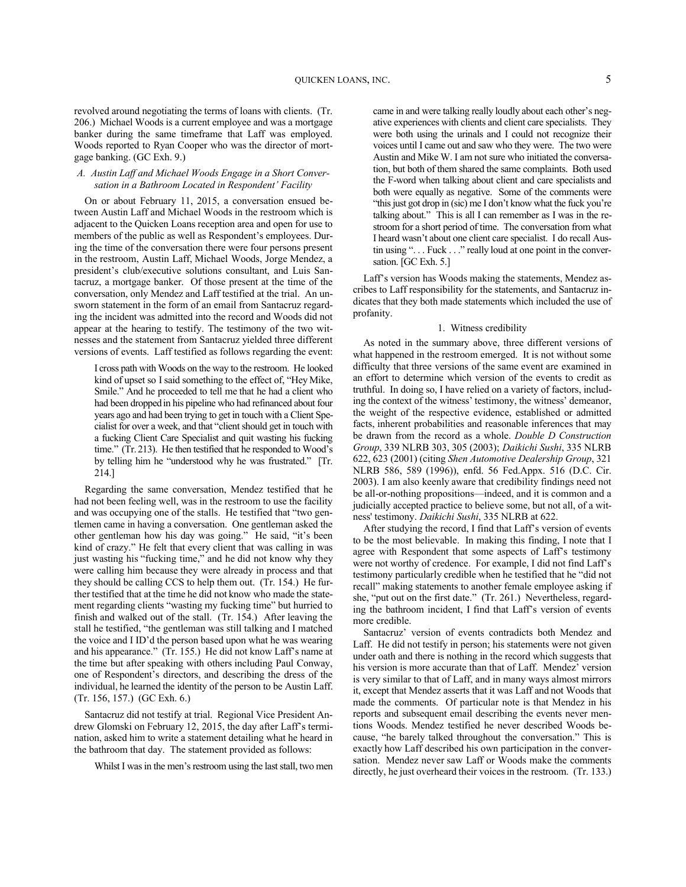revolved around negotiating the terms of loans with clients. (Tr. 206.) Michael Woods is a current employee and was a mortgage banker during the same timeframe that Laff was employed. Woods reported to Ryan Cooper who was the director of mortgage banking. (GC Exh. 9.)

### *A. Austin Laff and Michael Woods Engage in a Short Conversation in a Bathroom Located in Respondent' Facility*

On or about February 11, 2015, a conversation ensued between Austin Laff and Michael Woods in the restroom which is adjacent to the Quicken Loans reception area and open for use to members of the public as well as Respondent's employees. During the time of the conversation there were four persons present in the restroom, Austin Laff, Michael Woods, Jorge Mendez, a president's club/executive solutions consultant, and Luis Santacruz, a mortgage banker. Of those present at the time of the conversation, only Mendez and Laff testified at the trial. An unsworn statement in the form of an email from Santacruz regarding the incident was admitted into the record and Woods did not appear at the hearing to testify. The testimony of the two witnesses and the statement from Santacruz yielded three different versions of events. Laff testified as follows regarding the event:

> I cross path with Woods on the way to the restroom. He looked kind of upset so I said something to the effect of, "Hey Mike, Smile." And he proceeded to tell me that he had a client who had been dropped in his pipeline who had refinanced about four years ago and had been trying to get in touch with a Client Specialist for over a week, and that "client should get in touch with a fucking Client Care Specialist and quit wasting his fucking time." (Tr. 213). He then testified that he responded to Wood's by telling him he "understood why he was frustrated." [Tr. 214.]

Regarding the same conversation, Mendez testified that he had not been feeling well, was in the restroom to use the facility and was occupying one of the stalls. He testified that "two gentlemen came in having a conversation. One gentleman asked the other gentleman how his day was going." He said, "it's been kind of crazy." He felt that every client that was calling in was just wasting his "fucking time," and he did not know why they were calling him because they were already in process and that they should be calling CCS to help them out. (Tr. 154.) He further testified that at the time he did not know who made the statement regarding clients "wasting my fucking time" but hurried to finish and walked out of the stall. (Tr. 154.) After leaving the stall he testified, "the gentleman was still talking and I matched the voice and I ID'd the person based upon what he was wearing and his appearance." (Tr. 155.) He did not know Laff's name at the time but after speaking with others including Paul Conway, one of Respondent's directors, and describing the dress of the individual, he learned the identity of the person to be Austin Laff. (Tr. 156, 157.) (GC Exh. 6.)

Santacruz did not testify at trial. Regional Vice President Andrew Glomski on February 12, 2015, the day after Laff's termination, asked him to write a statement detailing what he heard in the bathroom that day. The statement provided as follows:

> Whilst I was in the men's restroom using the last stall, two men came in and were talking really loudly about each other's negative experiences with clients and client care specialists. They were both using the urinals and I could not recognize their voices until I came out and saw who they were. The two were Austin and Mike W. I am not sure who initiated the conversation, but both of them shared the same complaints. Both used the F-word when talking about client and care specialists and both were equally as negative. Some of the comments were "this just got drop in (sic) me I don't know what the fuck you're talking about." This is all I can remember as I was in the restroom for a short period of time. The conversation from what I heard wasn't about one client care specialist. I do recall Austin using ". . . Fuck . . ." really loud at one point in the conversation. [GC Exh. 5.]

Laff's version has Woods making the statements, Mendez ascribes to Laff responsibility for the statements, and Santacruz indicates that they both made statements which included the use of profanity.

#### 1. Witness credibility

As noted in the summary above, three different versions of what happened in the restroom emerged. It is not without some difficulty that three versions of the same event are examined in an effort to determine which version of the events to credit as truthful. In doing so, I have relied on a variety of factors, including the context of the witness' testimony, the witness' demeanor, the weight of the respective evidence, established or admitted facts, inherent probabilities and reasonable inferences that may be drawn from the record as a whole. *Double D Construction Group*, 339 NLRB 303, 305 (2003); *Daikichi Sushi*, 335 NLRB 622, 623 (2001) (citing *Shen Automotive Dealership Group*, 321 NLRB 586, 589 (1996)), enfd. 56 Fed.Appx. 516 (D.C. Cir. 2003). I am also keenly aware that credibility findings need not be all-or-nothing propositions—indeed, and it is common and a judicially accepted practice to believe some, but not all, of a witness' testimony. *Daikichi Sushi*, 335 NLRB at 622.

After studying the record, I find that Laff's version of events to be the most believable. In making this finding, I note that I agree with Respondent that some aspects of Laff's testimony were not worthy of credence. For example, I did not find Laff's testimony particularly credible when he testified that he "did not recall" making statements to another female employee asking if she, "put out on the first date." (Tr. 261.) Nevertheless, regarding the bathroom incident, I find that Laff's version of events more credible.

Santacruz' version of events contradicts both Mendez and Laff. He did not testify in person; his statements were not given under oath and there is nothing in the record which suggests that his version is more accurate than that of Laff. Mendez' version is very similar to that of Laff, and in many ways almost mirrors it, except that Mendez asserts that it was Laff and not Woods that made the comments. Of particular note is that Mendez in his reports and subsequent email describing the events never mentions Woods. Mendez testified he never described Woods because, "he barely talked throughout the conversation." This is exactly how Laff described his own participation in the conversation. Mendez never saw Laff or Woods make the comments directly, he just overheard their voices in the restroom. (Tr. 133.)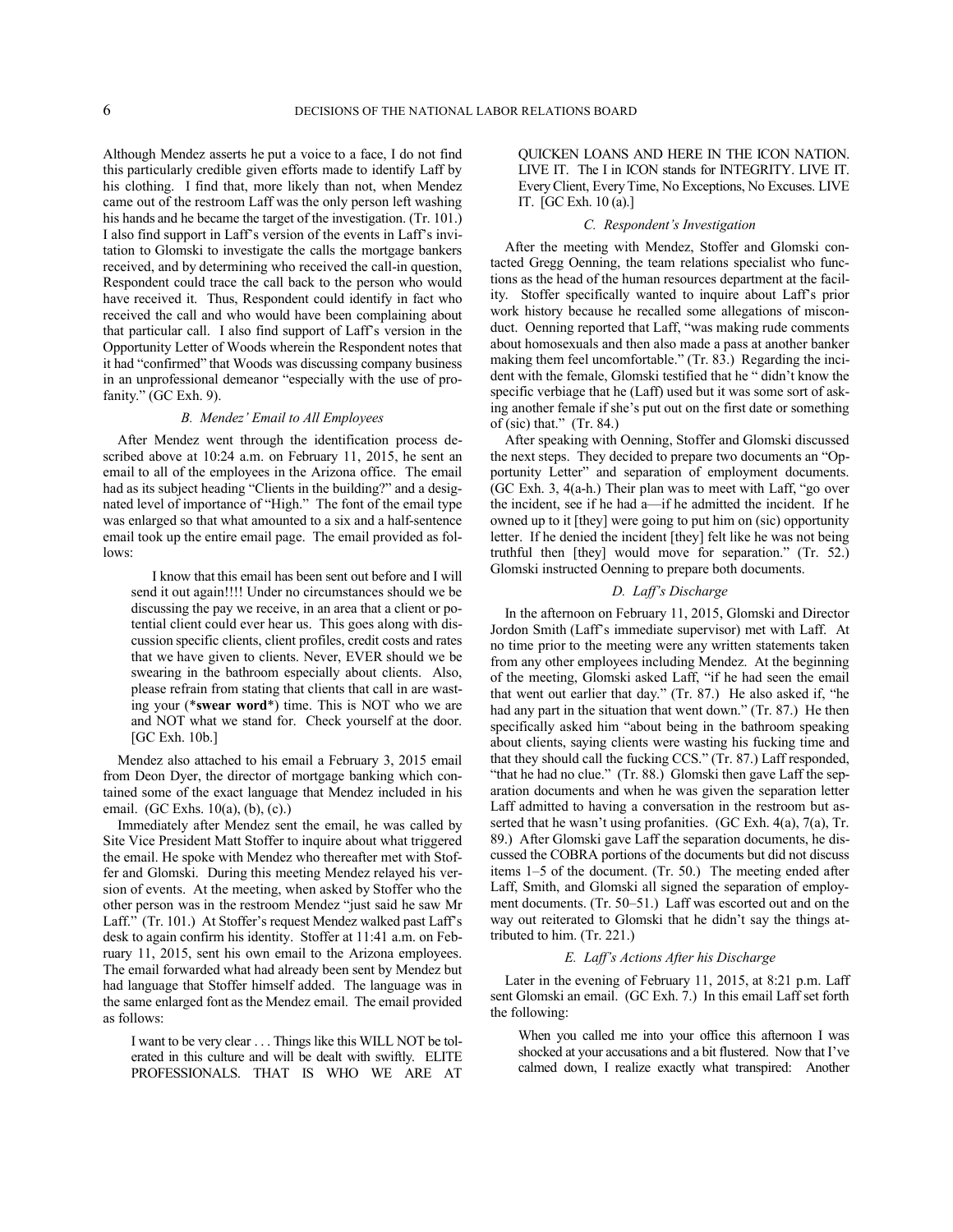Although Mendez asserts he put a voice to a face, I do not find this particularly credible given efforts made to identify Laff by his clothing. I find that, more likely than not, when Mendez came out of the restroom Laff was the only person left washing his hands and he became the target of the investigation. (Tr. 101.) I also find support in Laff's version of the events in Laff's invitation to Glomski to investigate the calls the mortgage bankers received, and by determining who received the call-in question, Respondent could trace the call back to the person who would have received it. Thus, Respondent could identify in fact who received the call and who would have been complaining about that particular call. I also find support of Laff's version in the Opportunity Letter of Woods wherein the Respondent notes that it had "confirmed" that Woods was discussing company business in an unprofessional demeanor "especially with the use of profanity." (GC Exh. 9).

### *B. Mendez' Email to All Employees*

After Mendez went through the identification process described above at 10:24 a.m. on February 11, 2015, he sent an email to all of the employees in the Arizona office. The email had as its subject heading "Clients in the building?" and a designated level of importance of "High." The font of the email type was enlarged so that what amounted to a six and a half-sentence email took up the entire email page. The email provided as follows:

> I know that this email has been sent out before and I will send it out again!!!! Under no circumstances should we be discussing the pay we receive, in an area that a client or potential client could ever hear us. This goes along with discussion specific clients, client profiles, credit costs and rates that we have given to clients. Never, EVER should we be swearing in the bathroom especially about clients. Also, please refrain from stating that clients that call in are wasting your (***swear word***) time. This is NOT who we are and NOT what we stand for. Check yourself at the door. [GC Exh. 10b.]

Mendez also attached to his email a February 3, 2015 email from Deon Dyer, the director of mortgage banking which contained some of the exact language that Mendez included in his email. (GC Exhs. 10(a), (b), (c).)

Immediately after Mendez sent the email, he was called by Site Vice President Matt Stoffer to inquire about what triggered the email. He spoke with Mendez who thereafter met with Stoffer and Glomski. During this meeting Mendez relayed his version of events. At the meeting, when asked by Stoffer who the other person was in the restroom Mendez "just said he saw Mr Laff." (Tr. 101.) At Stoffer's request Mendez walked past Laff's desk to again confirm his identity. Stoffer at 11:41 a.m. on February 11, 2015, sent his own email to the Arizona employees. The email forwarded what had already been sent by Mendez but had language that Stoffer himself added. The language was in the same enlarged font as the Mendez email. The email provided as follows:

> I want to be very clear . . . Things like this WILL NOT be tolerated in this culture and will be dealt with swiftly. ELITE PROFESSIONALS. THAT IS WHO WE ARE AT QUICKEN LOANS AND HERE IN THE ICON NATION. LIVE IT. The I in ICON stands for INTEGRITY. LIVE IT. Every Client, Every Time, No Exceptions, No Excuses. LIVE IT. [GC Exh. 10 (a).]

### *C. Respondent's Investigation*

After the meeting with Mendez, Stoffer and Glomski contacted Gregg Oenning, the team relations specialist who functions as the head of the human resources department at the facility. Stoffer specifically wanted to inquire about Laff's prior work history because he recalled some allegations of misconduct. Oenning reported that Laff, "was making rude comments about homosexuals and then also made a pass at another banker making them feel uncomfortable." (Tr. 83.) Regarding the incident with the female, Glomski testified that he " didn't know the specific verbiage that he (Laff) used but it was some sort of asking another female if she's put out on the first date or something of (sic) that." (Tr. 84.)

After speaking with Oenning, Stoffer and Glomski discussed the next steps. They decided to prepare two documents an "Opportunity Letter" and separation of employment documents. (GC Exh. 3, 4(a-h.) Their plan was to meet with Laff, "go over the incident, see if he had a—if he admitted the incident. If he owned up to it [they] were going to put him on (sic) opportunity letter. If he denied the incident [they] felt like he was not being truthful then [they] would move for separation." (Tr. 52.) Glomski instructed Oenning to prepare both documents.

### *D. Laff's Discharge*

In the afternoon on February 11, 2015, Glomski and Director Jordon Smith (Laff's immediate supervisor) met with Laff. At no time prior to the meeting were any written statements taken from any other employees including Mendez. At the beginning of the meeting, Glomski asked Laff, "if he had seen the email that went out earlier that day." (Tr. 87.) He also asked if, "he had any part in the situation that went down." (Tr. 87.) He then specifically asked him "about being in the bathroom speaking about clients, saying clients were wasting his fucking time and that they should call the fucking CCS." (Tr. 87.) Laff responded, "that he had no clue." (Tr. 88.) Glomski then gave Laff the separation documents and when he was given the separation letter Laff admitted to having a conversation in the restroom but asserted that he wasn't using profanities. (GC Exh. 4(a), 7(a), Tr. 89.) After Glomski gave Laff the separation documents, he discussed the COBRA portions of the documents but did not discuss items 1–5 of the document. (Tr. 50.) The meeting ended after Laff, Smith, and Glomski all signed the separation of employment documents. (Tr. 50–51.) Laff was escorted out and on the way out reiterated to Glomski that he didn't say the things attributed to him. (Tr. 221.)

### *E. Laff's Actions After his Discharge*

Later in the evening of February 11, 2015, at 8:21 p.m. Laff sent Glomski an email. (GC Exh. 7.) In this email Laff set forth the following:

> When you called me into your office this afternoon I was shocked at your accusations and a bit flustered. Now that I've calmed down, I realize exactly what transpired: Another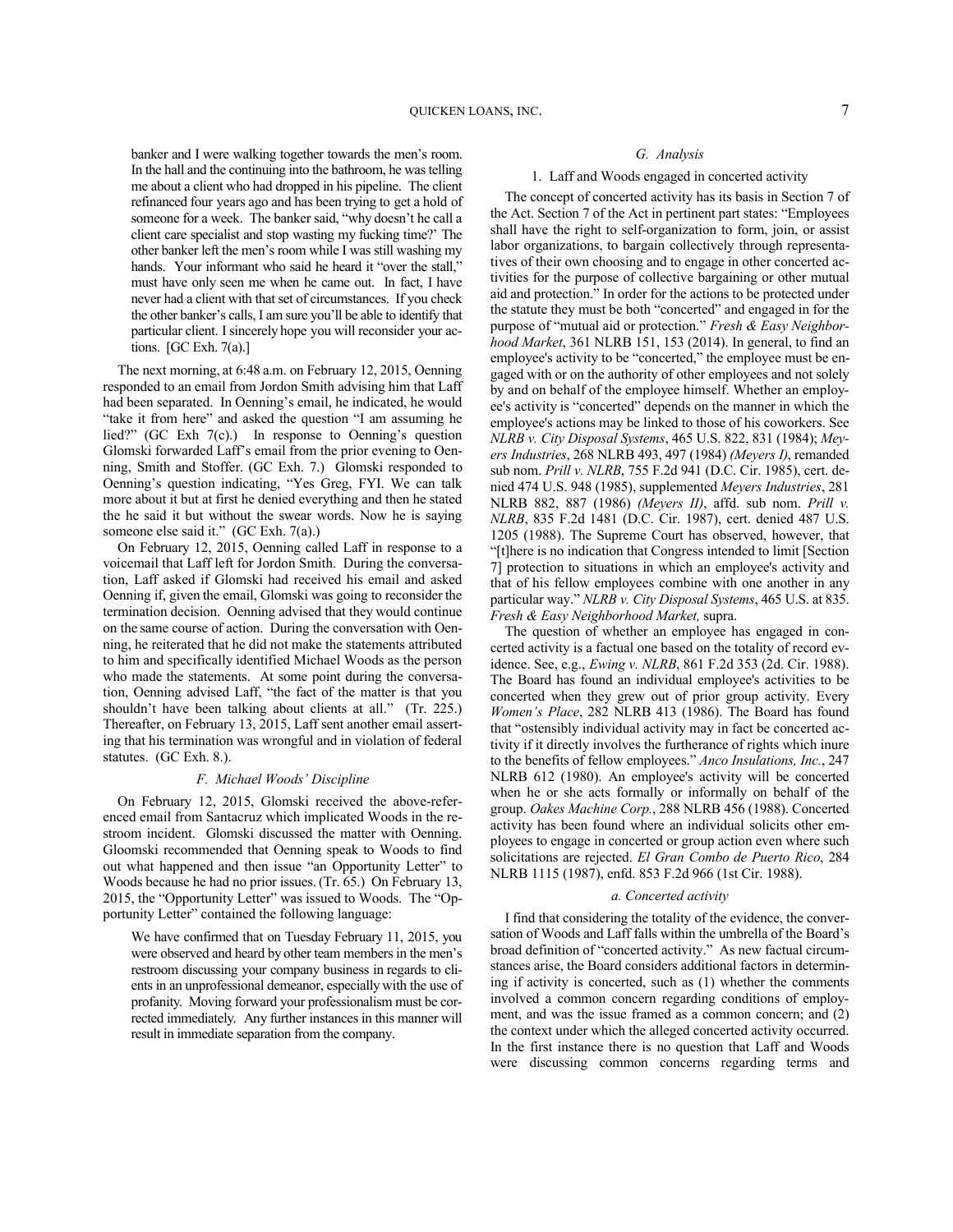banker and I were walking together towards the men's room. In the hall and the continuing into the bathroom, he was telling me about a client who had dropped in his pipeline. The client refinanced four years ago and has been trying to get a hold of someone for a week. The banker said, "why doesn't he call a client care specialist and stop wasting my fucking time?' The other banker left the men's room while I was still washing my hands. Your informant who said he heard it "over the stall," must have only seen me when he came out. In fact, I have never had a client with that set of circumstances. If you check the other banker's calls, I am sure you'll be able to identify that particular client. I sincerely hope you will reconsider your actions. [GC Exh. 7(a).]

The next morning, at 6:48 a.m. on February 12, 2015, Oenning responded to an email from Jordon Smith advising him that Laff had been separated. In Oenning's email, he indicated, he would "take it from here" and asked the question "I am assuming he lied?" (GC Exh 7(c).) In response to Oenning's question Glomski forwarded Laff's email from the prior evening to Oenning, Smith and Stoffer. (GC Exh. 7.) Glomski responded to Oenning's question indicating, "Yes Greg, FYI. We can talk more about it but at first he denied everything and then he stated the he said it but without the swear words. Now he is saying someone else said it." (GC Exh. 7(a).)

On February 12, 2015, Oenning called Laff in response to a voicemail that Laff left for Jordon Smith. During the conversation, Laff asked if Glomski had received his email and asked Oenning if, given the email, Glomski was going to reconsider the termination decision. Oenning advised that they would continue on the same course of action. During the conversation with Oenning, he reiterated that he did not make the statements attributed to him and specifically identified Michael Woods as the person who made the statements. At some point during the conversation, Oenning advised Laff, "the fact of the matter is that you shouldn't have been talking about clients at all." (Tr. 225.) Thereafter, on February 13, 2015, Laff sent another email asserting that his termination was wrongful and in violation of federal statutes. (GC Exh. 8.).

### *F. Michael Woods' Discipline*

On February 12, 2015, Glomski received the above-referenced email from Santacruz which implicated Woods in the restroom incident. Glomski discussed the matter with Oenning. Gloomski recommended that Oenning speak to Woods to find out what happened and then issue "an Opportunity Letter" to Woods because he had no prior issues. (Tr. 65.) On February 13, 2015, the "Opportunity Letter" was issued to Woods. The "Opportunity Letter" contained the following language:

> We have confirmed that on Tuesday February 11, 2015, you were observed and heard by other team members in the men's restroom discussing your company business in regards to clients in an unprofessional demeanor, especially with the use of profanity. Moving forward your professionalism must be corrected immediately. Any further instances in this manner will result in immediate separation from the company.

### *G. Analysis*

#### 1. Laff and Woods engaged in concerted activity

The concept of concerted activity has its basis in Section 7 of the Act. Section 7 of the Act in pertinent part states: "Employees shall have the right to self-organization to form, join, or assist labor organizations, to bargain collectively through representatives of their own choosing and to engage in other concerted activities for the purpose of collective bargaining or other mutual aid and protection." In order for the actions to be protected under the statute they must be both "concerted" and engaged in for the purpose of "mutual aid or protection." *Fresh & Easy Neighborhood Market*, 361 NLRB 151, 153 (2014). In general, to find an employee's activity to be "concerted," the employee must be engaged with or on the authority of other employees and not solely by and on behalf of the employee himself. Whether an employee's activity is "concerted" depends on the manner in which the employee's actions may be linked to those of his coworkers. See *NLRB v. City Disposal Systems*, 465 U.S. 822, 831 (1984); *Meyers Industries*, 268 NLRB 493, 497 (1984) *(Meyers I)*, remanded sub nom. *Prill v. NLRB*, 755 F.2d 941 (D.C. Cir. 1985), cert. denied 474 U.S. 948 (1985), supplemented *Meyers Industries*, 281 NLRB 882, 887 (1986) *(Meyers II)*, affd. sub nom. *Prill v. NLRB*, 835 F.2d 1481 (D.C. Cir. 1987), cert. denied 487 U.S. 1205 (1988). The Supreme Court has observed, however, that "[t]here is no indication that Congress intended to limit [Section 7] protection to situations in which an employee's activity and that of his fellow employees combine with one another in any particular way." *NLRB v. City Disposal Systems*, 465 U.S. at 835. *Fresh & Easy Neighborhood Market,* supra.

The question of whether an employee has engaged in concerted activity is a factual one based on the totality of record evidence. See, e.g., *Ewing v. NLRB*, 861 F.2d 353 (2d. Cir. 1988). The Board has found an individual employee's activities to be concerted when they grew out of prior group activity. *Every Women's Place*, 282 NLRB 413 (1986). The Board has found that "ostensibly individual activity may in fact be concerted activity if it directly involves the furtherance of rights which inure to the benefits of fellow employees." *Anco Insulations, Inc.*, 247 NLRB 612 (1980). An employee's activity will be concerted when he or she acts formally or informally on behalf of the group. *Oakes Machine Corp.*, 288 NLRB 456 (1988). Concerted activity has been found where an individual solicits other employees to engage in concerted or group action even where such solicitations are rejected. *El Gran Combo de Puerto Rico*, 284 NLRB 1115 (1987), enfd. 853 F.2d 966 (1st Cir. 1988).

##### *a. Concerted activity*

I find that considering the totality of the evidence, the conversation of Woods and Laff falls within the umbrella of the Board's broad definition of "concerted activity." As new factual circumstances arise, the Board considers additional factors in determining if activity is concerted, such as (1) whether the comments involved a common concern regarding conditions of employment, and was the issue framed as a common concern; and (2) the context under which the alleged concerted activity occurred. In the first instance there is no question that Laff and Woods were discussing common concerns regarding terms and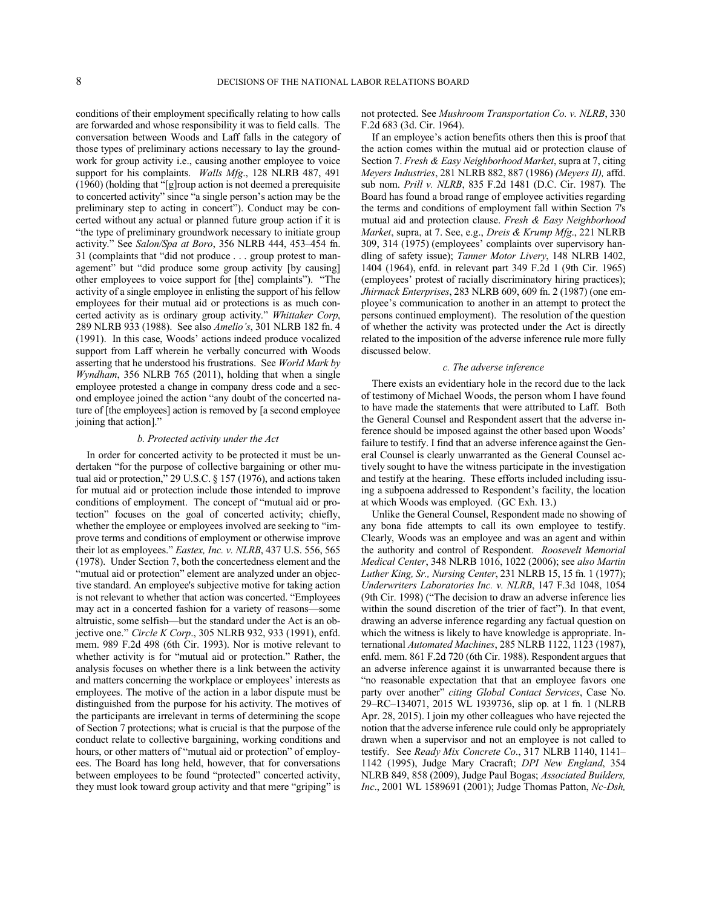conditions of their employment specifically relating to how calls are forwarded and whose responsibility it was to field calls. The conversation between Woods and Laff falls in the category of those types of preliminary actions necessary to lay the groundwork for group activity i.e., causing another employee to voice support for his complaints. *Walls Mfg*., 128 NLRB 487, 491 (1960) (holding that "[g]roup action is not deemed a prerequisite to concerted activity" since "a single person's action may be the preliminary step to acting in concert"). Conduct may be concerted without any actual or planned future group action if it is "the type of preliminary groundwork necessary to initiate group activity." See *Salon/Spa at Boro*, 356 NLRB 444, 453–454 fn. 31 (complaints that "did not produce . . . group protest to management" but "did produce some group activity [by causing] other employees to voice support for [the] complaints"). "The activity of a single employee in enlisting the support of his fellow employees for their mutual aid or protections is as much concerted activity as is ordinary group activity." *Whittaker Corp*, 289 NLRB 933 (1988). See also *Amelio's*, 301 NLRB 182 fn. 4 (1991). In this case, Woods' actions indeed produce vocalized support from Laff wherein he verbally concurred with Woods asserting that he understood his frustrations. See *World Mark by Wyndham*, 356 NLRB 765 (2011), holding that when a single employee protested a change in company dress code and a second employee joined the action "any doubt of the concerted nature of [the employees] action is removed by [a second employee joining that action]."

### *b. Protected activity under the Act*

In order for concerted activity to be protected it must be undertaken "for the purpose of collective bargaining or other mutual aid or protection," 29 U.S.C. § 157 (1976), and actions taken for mutual aid or protection include those intended to improve conditions of employment. The concept of "mutual aid or protection" focuses on the goal of concerted activity; chiefly, whether the employee or employees involved are seeking to "improve terms and conditions of employment or otherwise improve their lot as employees." *Eastex, Inc. v. NLRB*, 437 U.S. 556, 565 (1978). Under Section 7, both the concertedness element and the "mutual aid or protection" element are analyzed under an objective standard. An employee's subjective motive for taking action is not relevant to whether that action was concerted. "Employees may act in a concerted fashion for a variety of reasons—some altruistic, some selfish—but the standard under the Act is an objective one." *Circle K Corp*., 305 NLRB 932, 933 (1991), enfd. mem. 989 F.2d 498 (6th Cir. 1993). Nor is motive relevant to whether activity is for "mutual aid or protection." Rather, the analysis focuses on whether there is a link between the activity and matters concerning the workplace or employees' interests as employees. The motive of the action in a labor dispute must be distinguished from the purpose for his activity. The motives of the participants are irrelevant in terms of determining the scope of Section 7 protections; what is crucial is that the purpose of the conduct relate to collective bargaining, working conditions and hours, or other matters of "mutual aid or protection" of employees. The Board has long held, however, that for conversations between employees to be found "protected" concerted activity, they must look toward group activity and that mere "griping" is not protected. See *Mushroom Transportation Co. v. NLRB*, 330 F.2d 683 (3d. Cir. 1964).

If an employee's action benefits others then this is proof that the action comes within the mutual aid or protection clause of Section 7. *Fresh & Easy Neighborhood Market*, supra at 7, citing *Meyers Industries*, 281 NLRB 882, 887 (1986) *(Meyers II),* affd. sub nom. *Prill v. NLRB*, 835 F.2d 1481 (D.C. Cir. 1987). The Board has found a broad range of employee activities regarding the terms and conditions of employment fall within Section 7's mutual aid and protection clause. *Fresh & Easy Neighborhood Market*, supra, at 7. See, e.g., *Dreis & Krump Mfg*., 221 NLRB 309, 314 (1975) (employees' complaints over supervisory handling of safety issue); *Tanner Motor Livery*, 148 NLRB 1402, 1404 (1964), enfd. in relevant part 349 F.2d 1 (9th Cir. 1965) (employees' protest of racially discriminatory hiring practices); *Jhirmack Enterprises*, 283 NLRB 609, 609 fn. 2 (1987) (one employee's communication to another in an attempt to protect the persons continued employment). The resolution of the question of whether the activity was protected under the Act is directly related to the imposition of the adverse inference rule more fully discussed below.

### *c. The adverse inference*

There exists an evidentiary hole in the record due to the lack of testimony of Michael Woods, the person whom I have found to have made the statements that were attributed to Laff. Both the General Counsel and Respondent assert that the adverse inference should be imposed against the other based upon Woods' failure to testify. I find that an adverse inference against the General Counsel is clearly unwarranted as the General Counsel actively sought to have the witness participate in the investigation and testify at the hearing. These efforts included including issuing a subpoena addressed to Respondent's facility, the location at which Woods was employed. (GC Exh. 13.)

Unlike the General Counsel, Respondent made no showing of any bona fide attempts to call its own employee to testify. Clearly, Woods was an employee and was an agent and within the authority and control of Respondent. *Roosevelt Memorial Medical Center*, 348 NLRB 1016, 1022 (2006); see *also Martin Luther King, Sr., Nursing Center*, 231 NLRB 15, 15 fn. 1 (1977); *Underwriters Laboratories Inc. v. NLRB*, 147 F.3d 1048, 1054 (9th Cir. 1998) ("The decision to draw an adverse inference lies within the sound discretion of the trier of fact"). In that event, drawing an adverse inference regarding any factual question on which the witness is likely to have knowledge is appropriate. International *Automated Machines*, 285 NLRB 1122, 1123 (1987), enfd. mem. 861 F.2d 720 (6th Cir. 1988). Respondent argues that an adverse inference against it is unwarranted because there is "no reasonable expectation that that an employee favors one party over another" *citing Global Contact Services*, Case No. 29–RC–134071, 2015 WL 1939736, slip op. at 1 fn. 1 (NLRB Apr. 28, 2015). I join my other colleagues who have rejected the notion that the adverse inference rule could only be appropriately drawn when a supervisor and not an employee is not called to testify. See *Ready Mix Concrete Co*., 317 NLRB 1140, 1141–1142 (1995), Judge Mary Cracraft; *DPI New England*, 354 NLRB 849, 858 (2009), Judge Paul Bogas; *Associated Builders, Inc*., 2001 WL 1589691 (2001); Judge Thomas Patton, *Nc-Dsh,*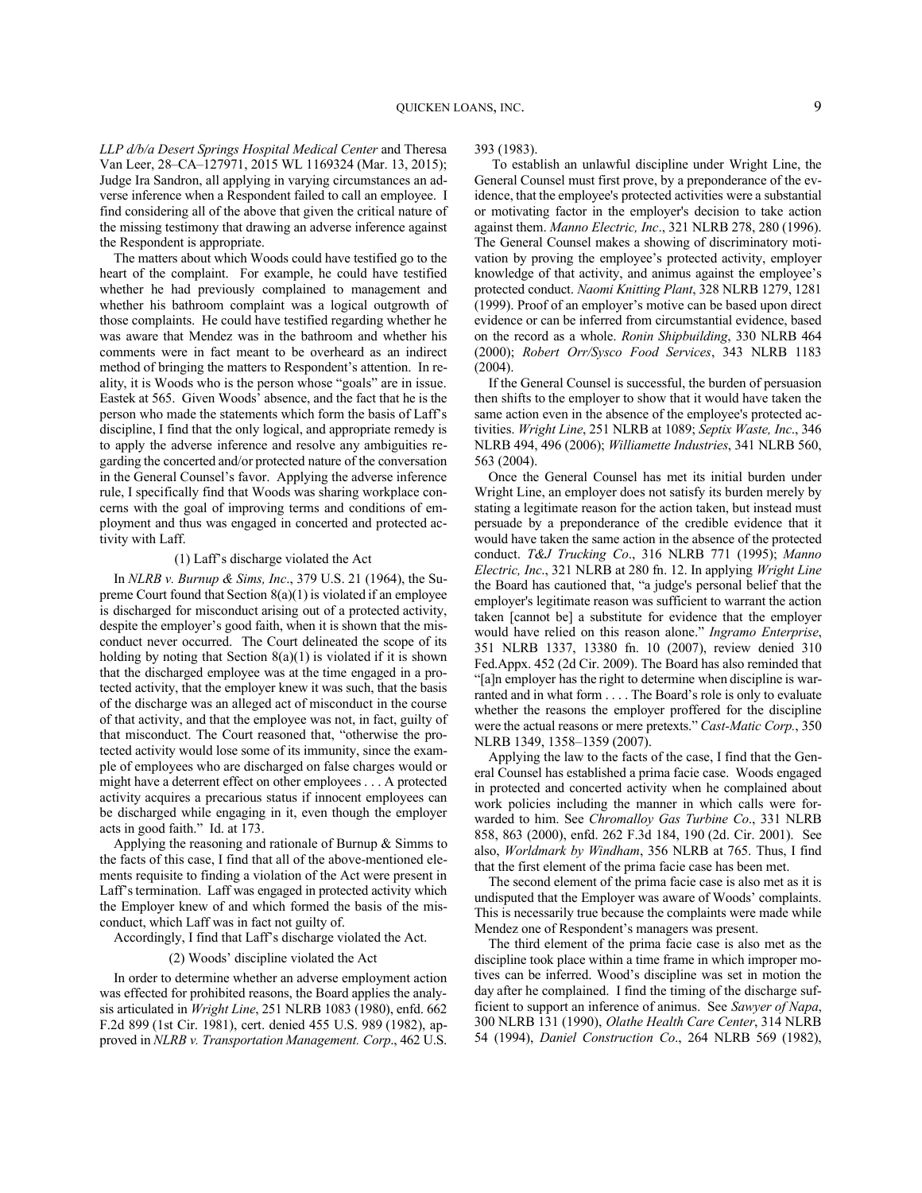*LLP d/b/a Desert Springs Hospital Medical Center* and Theresa Van Leer, 28–CA–127971, 2015 WL 1169324 (Mar. 13, 2015); Judge Ira Sandron, all applying in varying circumstances an adverse inference when a Respondent failed to call an employee. I find considering all of the above that given the critical nature of the missing testimony that drawing an adverse inference against the Respondent is appropriate.

The matters about which Woods could have testified go to the heart of the complaint. For example, he could have testified whether he had previously complained to management and whether his bathroom complaint was a logical outgrowth of those complaints. He could have testified regarding whether he was aware that Mendez was in the bathroom and whether his comments were in fact meant to be overheard as an indirect method of bringing the matters to Respondent's attention. In reality, it is Woods who is the person whose "goals" are in issue. Eastek at 565. Given Woods' absence, and the fact that he is the person who made the statements which form the basis of Laff's discipline, I find that the only logical, and appropriate remedy is to apply the adverse inference and resolve any ambiguities regarding the concerted and/or protected nature of the conversation in the General Counsel's favor. Applying the adverse inference rule, I specifically find that Woods was sharing workplace concerns with the goal of improving terms and conditions of employment and thus was engaged in concerted and protected activity with Laff.

(1) Laff's discharge violated the Act

In *NLRB v. Burnup & Sims, Inc*., 379 U.S. 21 (1964), the Supreme Court found that Section 8(a)(1) is violated if an employee is discharged for misconduct arising out of a protected activity, despite the employer's good faith, when it is shown that the misconduct never occurred. The Court delineated the scope of its holding by noting that Section 8(a)(1) is violated if it is shown that the discharged employee was at the time engaged in a protected activity, that the employer knew it was such, that the basis of the discharge was an alleged act of misconduct in the course of that activity, and that the employee was not, in fact, guilty of that misconduct. The Court reasoned that, "otherwise the protected activity would lose some of its immunity, since the example of employees who are discharged on false charges would or might have a deterrent effect on other employees . . . A protected activity acquires a precarious status if innocent employees can be discharged while engaging in it, even though the employer acts in good faith." Id. at 173.

Applying the reasoning and rationale of Burnup & Simms to the facts of this case, I find that all of the above-mentioned elements requisite to finding a violation of the Act were present in Laff's termination. Laff was engaged in protected activity which the Employer knew of and which formed the basis of the misconduct, which Laff was in fact not guilty of.

Accordingly, I find that Laff's discharge violated the Act.

(2) Woods' discipline violated the Act

In order to determine whether an adverse employment action was effected for prohibited reasons, the Board applies the analysis articulated in *Wright Line*, 251 NLRB 1083 (1980), enfd. 662 F.2d 899 (1st Cir. 1981), cert. denied 455 U.S. 989 (1982), approved in *NLRB v. Transportation Management. Corp*., 462 U.S. 393 (1983).

To establish an unlawful discipline under Wright Line, the General Counsel must first prove, by a preponderance of the evidence, that the employee's protected activities were a substantial or motivating factor in the employer's decision to take action against them. *Manno Electric, Inc*., 321 NLRB 278, 280 (1996). The General Counsel makes a showing of discriminatory motivation by proving the employee's protected activity, employer knowledge of that activity, and animus against the employee's protected conduct. *Naomi Knitting Plant*, 328 NLRB 1279, 1281 (1999). Proof of an employer's motive can be based upon direct evidence or can be inferred from circumstantial evidence, based on the record as a whole. *Ronin Shipbuilding*, 330 NLRB 464 (2000); *Robert Orr/Sysco Food Services*, 343 NLRB 1183 (2004).

If the General Counsel is successful, the burden of persuasion then shifts to the employer to show that it would have taken the same action even in the absence of the employee's protected activities. *Wright Line*, 251 NLRB at 1089; *Septix Waste, Inc*., 346 NLRB 494, 496 (2006); *Williamette Industries*, 341 NLRB 560, 563 (2004).

Once the General Counsel has met its initial burden under Wright Line, an employer does not satisfy its burden merely by stating a legitimate reason for the action taken, but instead must persuade by a preponderance of the credible evidence that it would have taken the same action in the absence of the protected conduct. *T&J Trucking Co*., 316 NLRB 771 (1995); *Manno Electric, Inc*., 321 NLRB at 280 fn. 12. In applying *Wright Line* the Board has cautioned that, "a judge's personal belief that the employer's legitimate reason was sufficient to warrant the action taken [cannot be] a substitute for evidence that the employer would have relied on this reason alone." *Ingramo Enterprise*, 351 NLRB 1337, 13380 fn. 10 (2007), review denied 310 Fed.Appx. 452 (2d Cir. 2009). The Board has also reminded that "[a]n employer has the right to determine when discipline is warranted and in what form . . . . The Board's role is only to evaluate whether the reasons the employer proffered for the discipline were the actual reasons or mere pretexts." *Cast-Matic Corp.*, 350 NLRB 1349, 1358–1359 (2007).

Applying the law to the facts of the case, I find that the General Counsel has established a prima facie case. Woods engaged in protected and concerted activity when he complained about work policies including the manner in which calls were forwarded to him. See *Chromalloy Gas Turbine Co*., 331 NLRB 858, 863 (2000), enfd. 262 F.3d 184, 190 (2d. Cir. 2001). See also, *Worldmark by Windham*, 356 NLRB at 765. Thus, I find that the first element of the prima facie case has been met.

The second element of the prima facie case is also met as it is undisputed that the Employer was aware of Woods' complaints. This is necessarily true because the complaints were made while Mendez one of Respondent's managers was present.

The third element of the prima facie case is also met as the discipline took place within a time frame in which improper motives can be inferred. Wood's discipline was set in motion the day after he complained. I find the timing of the discharge sufficient to support an inference of animus. See *Sawyer of Napa*, 300 NLRB 131 (1990), *Olathe Health Care Center*, 314 NLRB 54 (1994), *Daniel Construction Co*., 264 NLRB 569 (1982),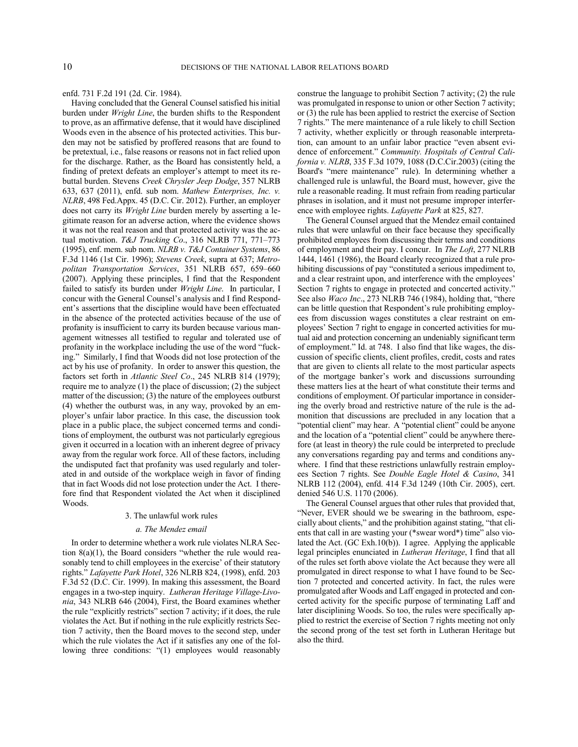enfd. 731 F.2d 191 (2d. Cir. 1984).

Having concluded that the General Counsel satisfied his initial burden under *Wright Line*, the burden shifts to the Respondent to prove, as an affirmative defense, that it would have disciplined Woods even in the absence of his protected activities. This burden may not be satisfied by proffered reasons that are found to be pretextual, i.e., false reasons or reasons not in fact relied upon for the discharge. Rather, as the Board has consistently held, a finding of pretext defeats an employer's attempt to meet its rebuttal burden. Stevens *Creek Chrysler Jeep Dodge*, 357 NLRB 633, 637 (2011), enfd. sub nom. *Mathew Enterprises, Inc. v. NLRB*, 498 Fed.Appx. 45 (D.C. Cir. 2012). Further, an employer does not carry its *Wright Line* burden merely by asserting a legitimate reason for an adverse action, where the evidence shows it was not the real reason and that protected activity was the actual motivation. *T&J Trucking Co*., 316 NLRB 771, 771–773 (1995), enf. mem. sub nom. *NLRB v. T&J Container Systems*, 86 F.3d 1146 (1st Cir. 1996); *Stevens Creek*, supra at 637; *Metropolitan Transportation Services*, 351 NLRB 657, 659–660 (2007). Applying these principles, I find that the Respondent failed to satisfy its burden under *Wright Line*. In particular, I concur with the General Counsel's analysis and I find Respondent's assertions that the discipline would have been effectuated in the absence of the protected activities because of the use of profanity is insufficient to carry its burden because various management witnesses all testified to regular and tolerated use of profanity in the workplace including the use of the word "fucking." Similarly, I find that Woods did not lose protection of the act by his use of profanity. In order to answer this question, the factors set forth in *Atlantic Steel Co*., 245 NLRB 814 (1979); require me to analyze (1) the place of discussion; (2) the subject matter of the discussion; (3) the nature of the employees outburst (4) whether the outburst was, in any way, provoked by an employer's unfair labor practice. In this case, the discussion took place in a public place, the subject concerned terms and conditions of employment, the outburst was not particularly egregious given it occurred in a location with an inherent degree of privacy away from the regular work force. All of these factors, including the undisputed fact that profanity was used regularly and tolerated in and outside of the workplace weigh in favor of finding that in fact Woods did not lose protection under the Act. I therefore find that Respondent violated the Act when it disciplined Woods.

### 3. The unlawful work rules

#### *a. The Mendez email*

In order to determine whether a work rule violates NLRA Section 8(a)(1), the Board considers "whether the rule would reasonably tend to chill employees in the exercise' of their statutory rights." *Lafayette Park Hotel*, 326 NLRB 824, (1998), enfd. 203 F.3d 52 (D.C. Cir. 1999). In making this assessment, the Board engages in a two-step inquiry. *Lutheran Heritage Village-Livonia*, 343 NLRB 646 (2004), First, the Board examines whether the rule "explicitly restricts" section 7 activity; if it does, the rule violates the Act. But if nothing in the rule explicitly restricts Section 7 activity, then the Board moves to the second step, under which the rule violates the Act if it satisfies any one of the following three conditions: "(1) employees would reasonably construe the language to prohibit Section 7 activity; (2) the rule was promulgated in response to union or other Section 7 activity; or (3) the rule has been applied to restrict the exercise of Section 7 rights." The mere maintenance of a rule likely to chill Section 7 activity, whether explicitly or through reasonable interpretation, can amount to an unfair labor practice "even absent evidence of enforcement." *Community. Hospitals of Central California v. NLRB*, 335 F.3d 1079, 1088 (D.C.Cir.2003) (citing the Board's "mere maintenance" rule). In determining whether a challenged rule is unlawful, the Board must, however, give the rule a reasonable reading. It must refrain from reading particular phrases in isolation, and it must not presume improper interference with employee rights. *Lafayette Park* at 825, 827.

The General Counsel argued that the Mendez email contained rules that were unlawful on their face because they specifically prohibited employees from discussing their terms and conditions of employment and their pay. I concur. In *The Loft*, 277 NLRB 1444, 1461 (1986), the Board clearly recognized that a rule prohibiting discussions of pay "constituted a serious impediment to, and a clear restraint upon, and interference with the employees' Section 7 rights to engage in protected and concerted activity." See also *Waco Inc*., 273 NLRB 746 (1984), holding that, "there can be little question that Respondent's rule prohibiting employees from discussion wages constitutes a clear restraint on employees' Section 7 right to engage in concerted activities for mutual aid and protection concerning an undeniably significant term of employment." Id. at 748. I also find that like wages, the discussion of specific clients, client profiles, credit, costs and rates that are given to clients all relate to the most particular aspects of the mortgage banker's work and discussions surrounding these matters lies at the heart of what constitute their terms and conditions of employment. Of particular importance in considering the overly broad and restrictive nature of the rule is the admonition that discussions are precluded in any location that a "potential client" may hear. A "potential client" could be anyone and the location of a "potential client" could be anywhere therefore (at least in theory) the rule could be interpreted to preclude any conversations regarding pay and terms and conditions anywhere. I find that these restrictions unlawfully restrain employees Section 7 rights. See *Double Eagle Hotel & Casino*, 341 NLRB 112 (2004), enfd. 414 F.3d 1249 (10th Cir. 2005), cert. denied 546 U.S. 1170 (2006).

The General Counsel argues that other rules that provided that, "Never, EVER should we be swearing in the bathroom, especially about clients," and the prohibition against stating, "that clients that call in are wasting your (*swear word*) time" also violated the Act. (GC Exh.10(b)). I agree. Applying the applicable legal principles enunciated in *Lutheran Heritage*, I find that all of the rules set forth above violate the Act because they were all promulgated in direct response to what I have found to be Section 7 protected and concerted activity. In fact, the rules were promulgated after Woods and Laff engaged in protected and concerted activity for the specific purpose of terminating Laff and later disciplining Woods. So too, the rules were specifically applied to restrict the exercise of Section 7 rights meeting not only the second prong of the test set forth in Lutheran Heritage but also the third.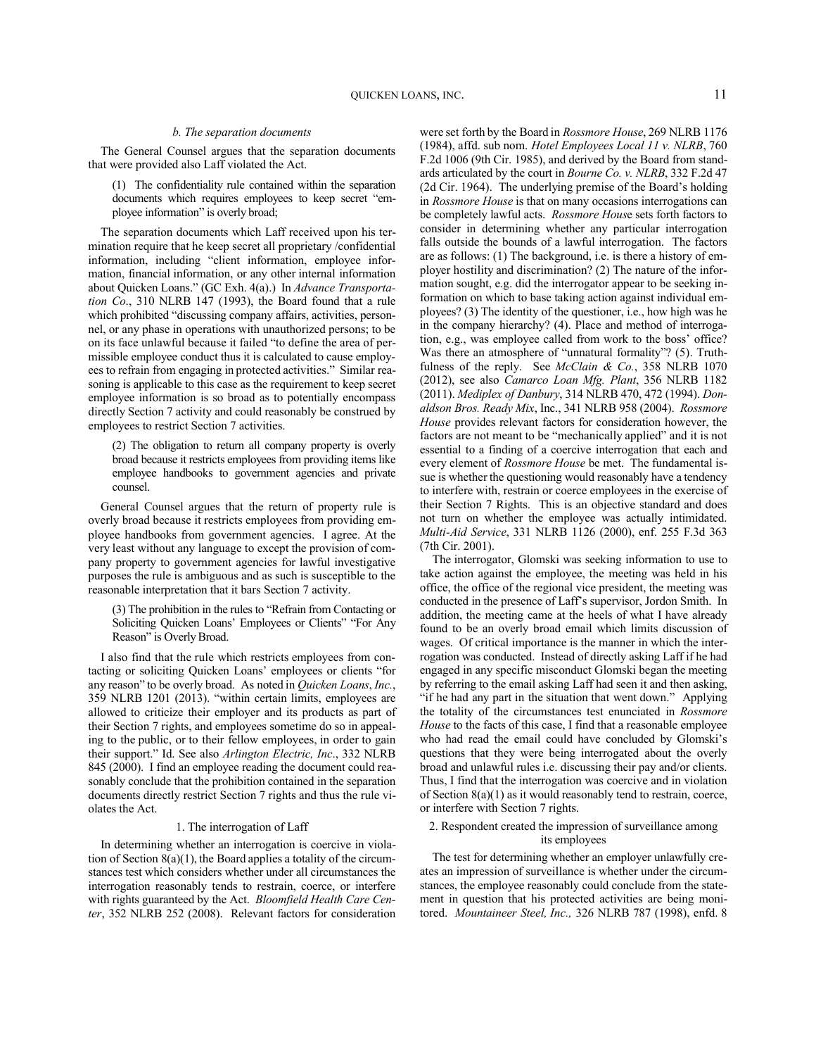### *b. The separation documents*

The General Counsel argues that the separation documents that were provided also Laff violated the Act.

> (1) The confidentiality rule contained within the separation documents which requires employees to keep secret "employee information" is overly broad;

The separation documents which Laff received upon his termination require that he keep secret all proprietary /confidential information, including "client information, employee information, financial information, or any other internal information about Quicken Loans." (GC Exh. 4(a).) In *Advance Transportation Co*., 310 NLRB 147 (1993), the Board found that a rule which prohibited "discussing company affairs, activities, personnel, or any phase in operations with unauthorized persons; to be on its face unlawful because it failed "to define the area of permissible employee conduct thus it is calculated to cause employees to refrain from engaging in protected activities." Similar reasoning is applicable to this case as the requirement to keep secret employee information is so broad as to potentially encompass directly Section 7 activity and could reasonably be construed by employees to restrict Section 7 activities.

> (2) The obligation to return all company property is overly broad because it restricts employees from providing items like employee handbooks to government agencies and private counsel.

General Counsel argues that the return of property rule is overly broad because it restricts employees from providing employee handbooks from government agencies. I agree. At the very least without any language to except the provision of company property to government agencies for lawful investigative purposes the rule is ambiguous and as such is susceptible to the reasonable interpretation that it bars Section 7 activity.

> (3) The prohibition in the rules to "Refrain from Contacting or Soliciting Quicken Loans' Employees or Clients" "For Any Reason" is Overly Broad.

I also find that the rule which restricts employees from contacting or soliciting Quicken Loans' employees or clients "for any reason" to be overly broad. As noted in *Quicken Loans*, *Inc.*, 359 NLRB 1201 (2013). "within certain limits, employees are allowed to criticize their employer and its products as part of their Section 7 rights, and employees sometime do so in appealing to the public, or to their fellow employees, in order to gain their support." Id. See also *Arlington Electric, Inc*., 332 NLRB 845 (2000). I find an employee reading the document could reasonably conclude that the prohibition contained in the separation documents directly restrict Section 7 rights and thus the rule violates the Act.

### 1. The interrogation of Laff

In determining whether an interrogation is coercive in violation of Section 8(a)(1), the Board applies a totality of the circumstances test which considers whether under all circumstances the interrogation reasonably tends to restrain, coerce, or interfere with rights guaranteed by the Act. *Bloomfield Health Care Center*, 352 NLRB 252 (2008). Relevant factors for consideration were set forth by the Board in *Rossmore House*, 269 NLRB 1176 (1984), affd. sub nom. *Hotel Employees Local 11 v. NLRB*, 760 F.2d 1006 (9th Cir. 1985), and derived by the Board from standards articulated by the court in *Bourne Co. v. NLRB*, 332 F.2d 47 (2d Cir. 1964). The underlying premise of the Board's holding in *Rossmore House* is that on many occasions interrogations can be completely lawful acts. *Rossmore Hous*e sets forth factors to consider in determining whether any particular interrogation falls outside the bounds of a lawful interrogation. The factors are as follows: (1) The background, i.e. is there a history of employer hostility and discrimination? (2) The nature of the information sought, e.g. did the interrogator appear to be seeking information on which to base taking action against individual employees? (3) The identity of the questioner, i.e., how high was he in the company hierarchy? (4). Place and method of interrogation, e.g., was employee called from work to the boss' office? Was there an atmosphere of "unnatural formality"? (5). Truthfulness of the reply. See *McClain & Co.*, 358 NLRB 1070 (2012), see also *Camarco Loan Mfg. Plant*, 356 NLRB 1182 (2011). *Mediplex of Danbury*, 314 NLRB 470, 472 (1994). *Donaldson Bros. Ready Mix*, Inc., 341 NLRB 958 (2004). *Rossmore House* provides relevant factors for consideration however, the factors are not meant to be "mechanically applied" and it is not essential to a finding of a coercive interrogation that each and every element of *Rossmore House* be met. The fundamental issue is whether the questioning would reasonably have a tendency to interfere with, restrain or coerce employees in the exercise of their Section 7 Rights. This is an objective standard and does not turn on whether the employee was actually intimidated. *Multi-Aid Service*, 331 NLRB 1126 (2000), enf. 255 F.3d 363 (7th Cir. 2001).

The interrogator, Glomski was seeking information to use to take action against the employee, the meeting was held in his office, the office of the regional vice president, the meeting was conducted in the presence of Laff's supervisor, Jordon Smith. In addition, the meeting came at the heels of what I have already found to be an overly broad email which limits discussion of wages. Of critical importance is the manner in which the interrogation was conducted. Instead of directly asking Laff if he had engaged in any specific misconduct Glomski began the meeting by referring to the email asking Laff had seen it and then asking, "if he had any part in the situation that went down." Applying the totality of the circumstances test enunciated in *Rossmore House* to the facts of this case, I find that a reasonable employee who had read the email could have concluded by Glomski's questions that they were being interrogated about the overly broad and unlawful rules i.e. discussing their pay and/or clients. Thus, I find that the interrogation was coercive and in violation of Section 8(a)(1) as it would reasonably tend to restrain, coerce, or interfere with Section 7 rights.

### 2. Respondent created the impression of surveillance among its employees

The test for determining whether an employer unlawfully creates an impression of surveillance is whether under the circumstances, the employee reasonably could conclude from the statement in question that his protected activities are being monitored. *Mountaineer Steel, Inc.,* 326 NLRB 787 (1998), enfd. 8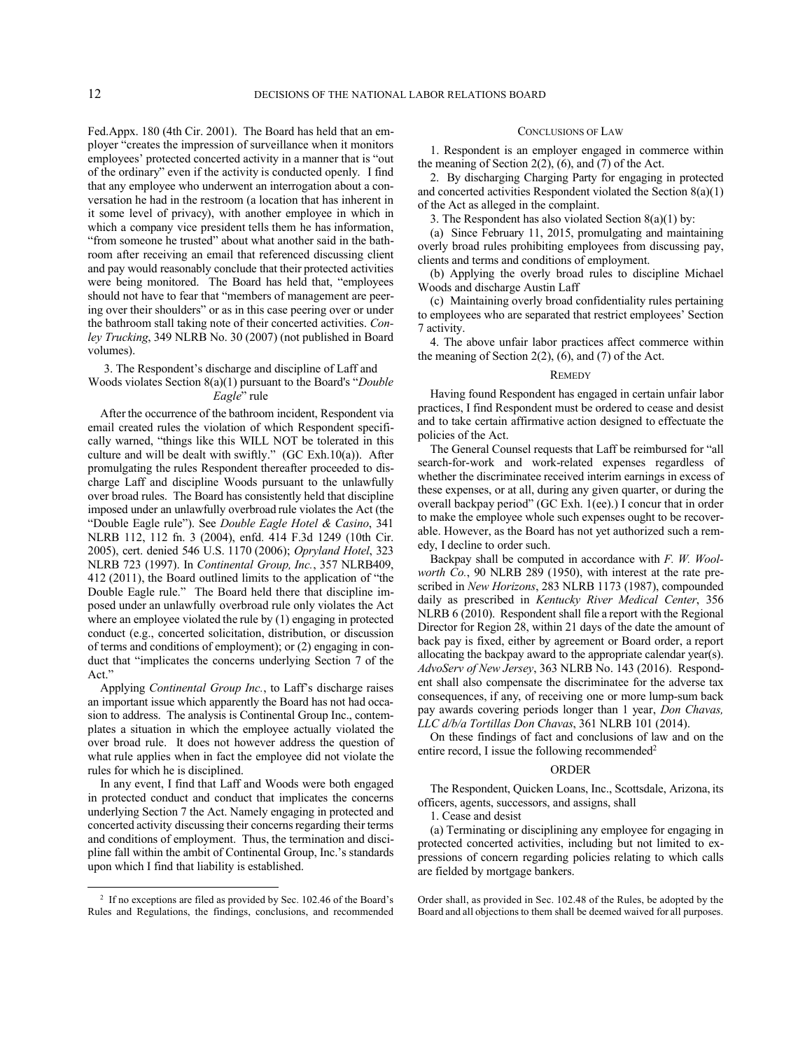Fed.Appx. 180 (4th Cir. 2001). The Board has held that an employer "creates the impression of surveillance when it monitors employees' protected concerted activity in a manner that is "out of the ordinary" even if the activity is conducted openly. I find that any employee who underwent an interrogation about a conversation he had in the restroom (a location that has inherent in it some level of privacy), with another employee in which in which a company vice president tells them he has information, "from someone he trusted" about what another said in the bathroom after receiving an email that referenced discussing client and pay would reasonably conclude that their protected activities were being monitored. The Board has held that, "employees should not have to fear that "members of management are peering over their shoulders" or as in this case peering over or under the bathroom stall taking note of their concerted activities. *Conley Trucking*, 349 NLRB No. 30 (2007) (not published in Board volumes).

### 3. The Respondent's discharge and discipline of Laff and Woods violates Section 8(a)(1) pursuant to the Board's "*Double Eagle*" rule

After the occurrence of the bathroom incident, Respondent via email created rules the violation of which Respondent specifically warned, "things like this WILL NOT be tolerated in this culture and will be dealt with swiftly." (GC Exh.10(a)). After promulgating the rules Respondent thereafter proceeded to discharge Laff and discipline Woods pursuant to the unlawfully over broad rules. The Board has consistently held that discipline imposed under an unlawfully overbroad rule violates the Act (the "Double Eagle rule"). See *Double Eagle Hotel & Casino*, 341 NLRB 112, 112 fn. 3 (2004), enfd. 414 F.3d 1249 (10th Cir. 2005), cert. denied 546 U.S. 1170 (2006); *Opryland Hotel*, 323 NLRB 723 (1997). In *Continental Group, Inc.*, 357 NLRB409, 412 (2011), the Board outlined limits to the application of "the Double Eagle rule." The Board held there that discipline imposed under an unlawfully overbroad rule only violates the Act where an employee violated the rule by (1) engaging in protected conduct (e.g., concerted solicitation, distribution, or discussion of terms and conditions of employment); or (2) engaging in conduct that "implicates the concerns underlying Section 7 of the Act."

Applying *Continental Group Inc.*, to Laff's discharge raises an important issue which apparently the Board has not had occasion to address. The analysis is Continental Group Inc., contemplates a situation in which the employee actually violated the over broad rule. It does not however address the question of what rule applies when in fact the employee did not violate the rules for which he is disciplined.

In any event, I find that Laff and Woods were both engaged in protected conduct and conduct that implicates the concerns underlying Section 7 the Act. Namely engaging in protected and concerted activity discussing their concerns regarding their terms and conditions of employment. Thus, the termination and discipline fall within the ambit of Continental Group, Inc.'s standards upon which I find that liability is established.

## CONCLUSIONS OF LAW

1. Respondent is an employer engaged in commerce within the meaning of Section 2(2), (6), and (7) of the Act.

2. By discharging Charging Party for engaging in protected and concerted activities Respondent violated the Section 8(a)(1) of the Act as alleged in the complaint.

3. The Respondent has also violated Section 8(a)(1) by:

(a) Since February 11, 2015, promulgating and maintaining overly broad rules prohibiting employees from discussing pay, clients and terms and conditions of employment.

(b) Applying the overly broad rules to discipline Michael Woods and discharge Austin Laff

(c) Maintaining overly broad confidentiality rules pertaining to employees who are separated that restrict employees' Section 7 activity.

4. The above unfair labor practices affect commerce within the meaning of Section 2(2), (6), and (7) of the Act.

## REMEDY

Having found Respondent has engaged in certain unfair labor practices, I find Respondent must be ordered to cease and desist and to take certain affirmative action designed to effectuate the policies of the Act.

The General Counsel requests that Laff be reimbursed for "all search-for-work and work-related expenses regardless of whether the discriminatee received interim earnings in excess of these expenses, or at all, during any given quarter, or during the overall backpay period" (GC Exh. 1(ee).) I concur that in order to make the employee whole such expenses ought to be recoverable. However, as the Board has not yet authorized such a remedy, I decline to order such.

Backpay shall be computed in accordance with *F. W. Woolworth Co.*, 90 NLRB 289 (1950), with interest at the rate prescribed in *New Horizons*, 283 NLRB 1173 (1987), compounded daily as prescribed in *Kentucky River Medical Center*, 356 NLRB 6 (2010). Respondent shall file a report with the Regional Director for Region 28, within 21 days of the date the amount of back pay is fixed, either by agreement or Board order, a report allocating the backpay award to the appropriate calendar year(s). *AdvoServ of New Jersey*, 363 NLRB No. 143 (2016). Respondent shall also compensate the discriminatee for the adverse tax consequences, if any, of receiving one or more lump-sum back pay awards covering periods longer than 1 year, *Don Chavas, LLC d/b/a Tortillas Don Chavas*, 361 NLRB 101 (2014).

On these findings of fact and conclusions of law and on the entire record, I issue the following recommended[2]

## ORDER

The Respondent, Quicken Loans, Inc., Scottsdale, Arizona, its officers, agents, successors, and assigns, shall

1. Cease and desist

(a) Terminating or disciplining any employee for engaging in protected concerted activities, including but not limited to expressions of concern regarding policies relating to which calls are fielded by mortgage bankers.

---

[2] If no exceptions are filed as provided by Sec. 102.46 of the Board's Rules and Regulations, the findings, conclusions, and recommended Order shall, as provided in Sec. 102.48 of the Rules, be adopted by the Board and all objections to them shall be deemed waived for all purposes.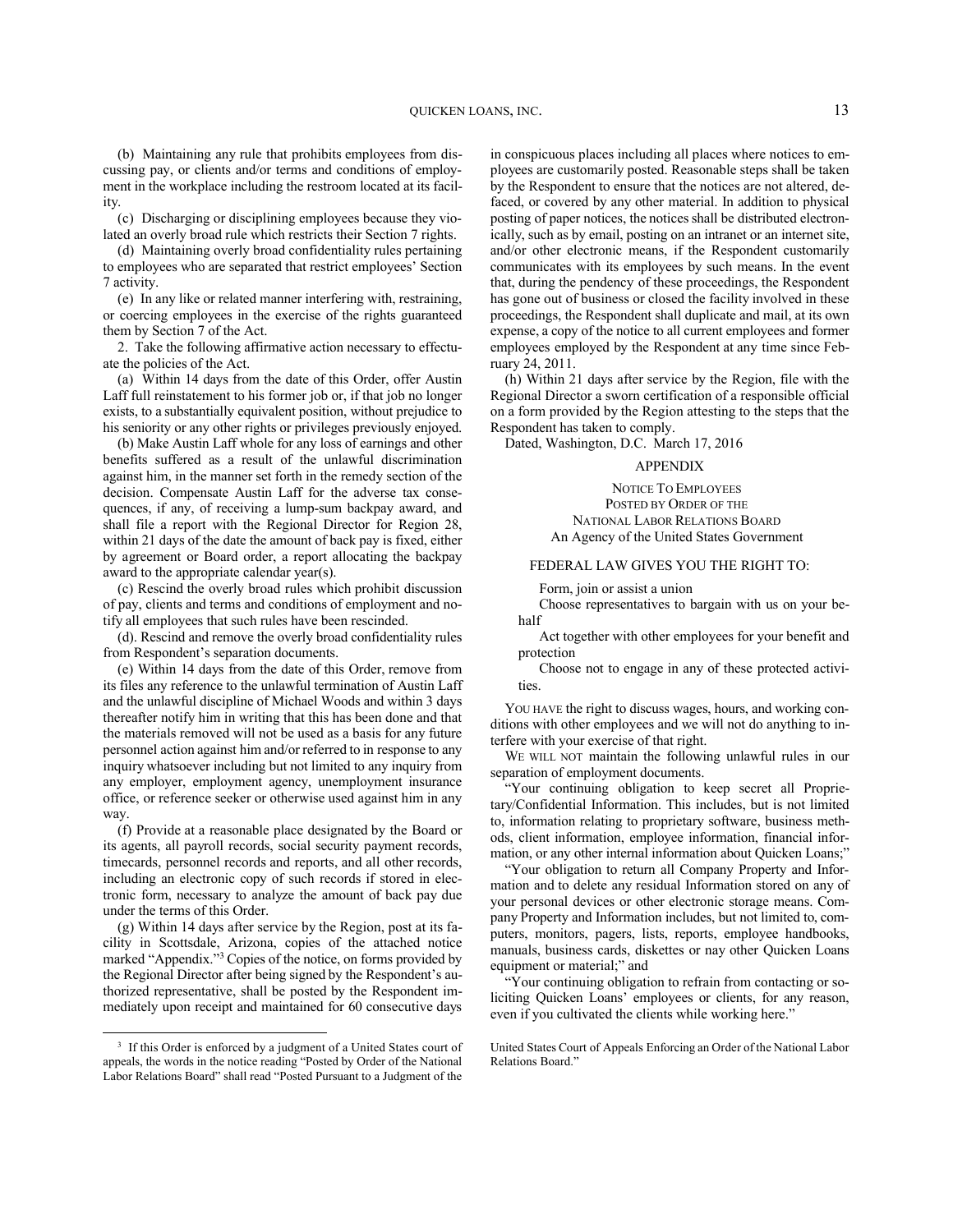(b) Maintaining any rule that prohibits employees from discussing pay, or clients and/or terms and conditions of employment in the workplace including the restroom located at its facility.

(c) Discharging or disciplining employees because they violated an overly broad rule which restricts their Section 7 rights.

(d) Maintaining overly broad confidentiality rules pertaining to employees who are separated that restrict employees' Section 7 activity.

(e) In any like or related manner interfering with, restraining, or coercing employees in the exercise of the rights guaranteed them by Section 7 of the Act.

2. Take the following affirmative action necessary to effectuate the policies of the Act.

(a) Within 14 days from the date of this Order, offer Austin Laff full reinstatement to his former job or, if that job no longer exists, to a substantially equivalent position, without prejudice to his seniority or any other rights or privileges previously enjoyed.

(b) Make Austin Laff whole for any loss of earnings and other benefits suffered as a result of the unlawful discrimination against him, in the manner set forth in the remedy section of the decision. Compensate Austin Laff for the adverse tax consequences, if any, of receiving a lump-sum backpay award, and shall file a report with the Regional Director for Region 28, within 21 days of the date the amount of back pay is fixed, either by agreement or Board order, a report allocating the backpay award to the appropriate calendar year(s).

(c) Rescind the overly broad rules which prohibit discussion of pay, clients and terms and conditions of employment and notify all employees that such rules have been rescinded.

(d). Rescind and remove the overly broad confidentiality rules from Respondent's separation documents.

(e) Within 14 days from the date of this Order, remove from its files any reference to the unlawful termination of Austin Laff and the unlawful discipline of Michael Woods and within 3 days thereafter notify him in writing that this has been done and that the materials removed will not be used as a basis for any future personnel action against him and/or referred to in response to any inquiry whatsoever including but not limited to any inquiry from any employer, employment agency, unemployment insurance office, or reference seeker or otherwise used against him in any way.

(f) Provide at a reasonable place designated by the Board or its agents, all payroll records, social security payment records, timecards, personnel records and reports, and all other records, including an electronic copy of such records if stored in electronic form, necessary to analyze the amount of back pay due under the terms of this Order.

(g) Within 14 days after service by the Region, post at its facility in Scottsdale, Arizona, copies of the attached notice marked "Appendix."[3] Copies of the notice, on forms provided by the Regional Director after being signed by the Respondent's authorized representative, shall be posted by the Respondent immediately upon receipt and maintained for 60 consecutive days in conspicuous places including all places where notices to employees are customarily posted. Reasonable steps shall be taken by the Respondent to ensure that the notices are not altered, defaced, or covered by any other material. In addition to physical posting of paper notices, the notices shall be distributed electronically, such as by email, posting on an intranet or an internet site, and/or other electronic means, if the Respondent customarily communicates with its employees by such means. In the event that, during the pendency of these proceedings, the Respondent has gone out of business or closed the facility involved in these proceedings, the Respondent shall duplicate and mail, at its own expense, a copy of the notice to all current employees and former employees employed by the Respondent at any time since February 24, 2011.

(h) Within 21 days after service by the Region, file with the Regional Director a sworn certification of a responsible official on a form provided by the Region attesting to the steps that the Respondent has taken to comply.

Dated, Washington, D.C. March 17, 2016

## APPENDIX

NOTICE TO EMPLOYEES
POSTED BY ORDER OF THE
NATIONAL LABOR RELATIONS BOARD
An Agency of the United States Government

FEDERAL LAW GIVES YOU THE RIGHT TO:

Form, join or assist a union

Choose representatives to bargain with us on your behalf

Act together with other employees for your benefit and protection

Choose not to engage in any of these protected activities.

YOU HAVE the right to discuss wages, hours, and working conditions with other employees and we will not do anything to interfere with your exercise of that right.

WE WILL NOT maintain the following unlawful rules in our separation of employment documents.

"Your continuing obligation to keep secret all Proprietary/Confidential Information. This includes, but is not limited to, information relating to proprietary software, business methods, client information, employee information, financial information, or any other internal information about Quicken Loans;"

"Your obligation to return all Company Property and Information and to delete any residual Information stored on any of your personal devices or other electronic storage means. Company Property and Information includes, but not limited to, computers, monitors, pagers, lists, reports, employee handbooks, manuals, business cards, diskettes or nay other Quicken Loans equipment or material;" and

"Your continuing obligation to refrain from contacting or soliciting Quicken Loans' employees or clients, for any reason, even if you cultivated the clients while working here."

[3] If this Order is enforced by a judgment of a United States court of appeals, the words in the notice reading "Posted by Order of the National Labor Relations Board" shall read "Posted Pursuant to a Judgment of the United States Court of Appeals Enforcing an Order of the National Labor Relations Board."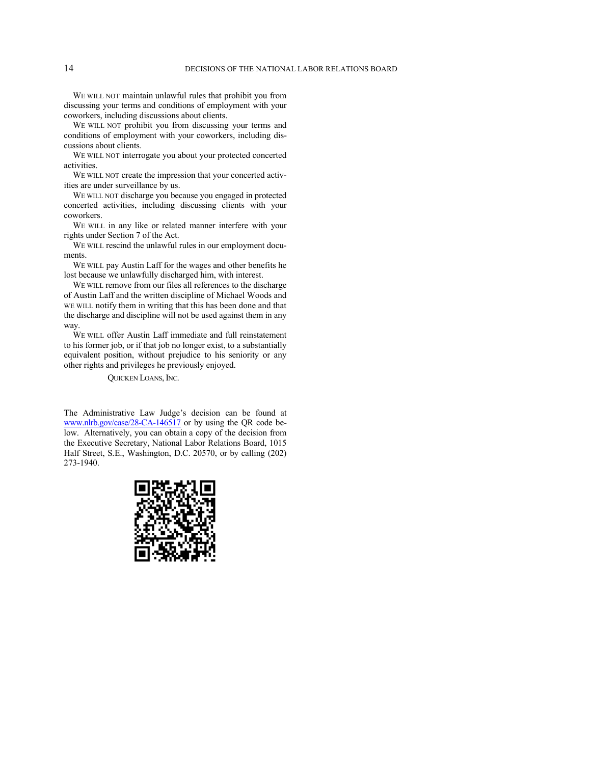WE WILL NOT maintain unlawful rules that prohibit you from discussing your terms and conditions of employment with your coworkers, including discussions about clients.

WE WILL NOT prohibit you from discussing your terms and conditions of employment with your coworkers, including discussions about clients.

WE WILL NOT interrogate you about your protected concerted activities.

WE WILL NOT create the impression that your concerted activities are under surveillance by us.

WE WILL NOT discharge you because you engaged in protected concerted activities, including discussing clients with your coworkers.

WE WILL in any like or related manner interfere with your rights under Section 7 of the Act.

WE WILL rescind the unlawful rules in our employment documents.

WE WILL pay Austin Laff for the wages and other benefits he lost because we unlawfully discharged him, with interest.

WE WILL remove from our files all references to the discharge of Austin Laff and the written discipline of Michael Woods and WE WILL notify them in writing that this has been done and that the discharge and discipline will not be used against them in any way.

WE WILL offer Austin Laff immediate and full reinstatement to his former job, or if that job no longer exist, to a substantially equivalent position, without prejudice to his seniority or any other rights and privileges he previously enjoyed.

QUICKEN LOANS, INC.

The Administrative Law Judge's decision can be found at www.nlrb.gov/case/28-CA-146517 or by using the QR code below. Alternatively, you can obtain a copy of the decision from the Executive Secretary, National Labor Relations Board, 1015 Half Street, S.E., Washington, D.C. 20570, or by calling (202) 273-1940.